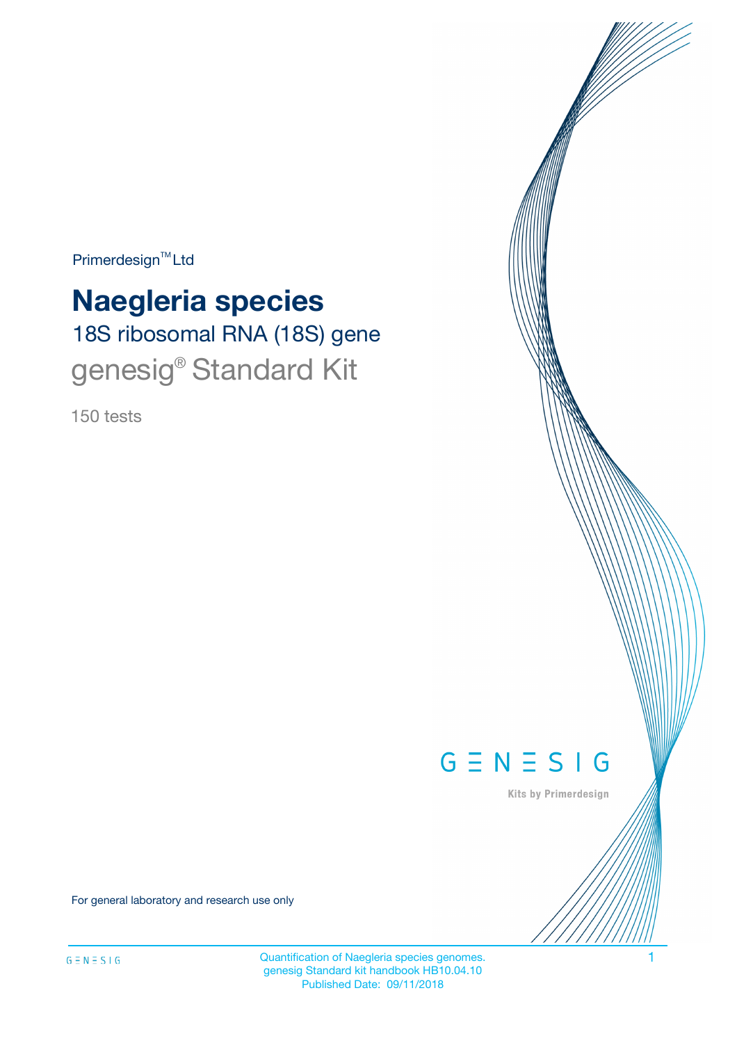Primerdesign™ Ltd

# Naegleria species

## 18S ribosomal RNA (18S) gene

## genesig® Standard Kit

150 tests

GENESIG

Kits by Primerdesign

For general laboratory and research use only

Quantification of Naegleria species genomes.
genesig Standard kit handbook HB10.04.10
Published Date: 09/11/2018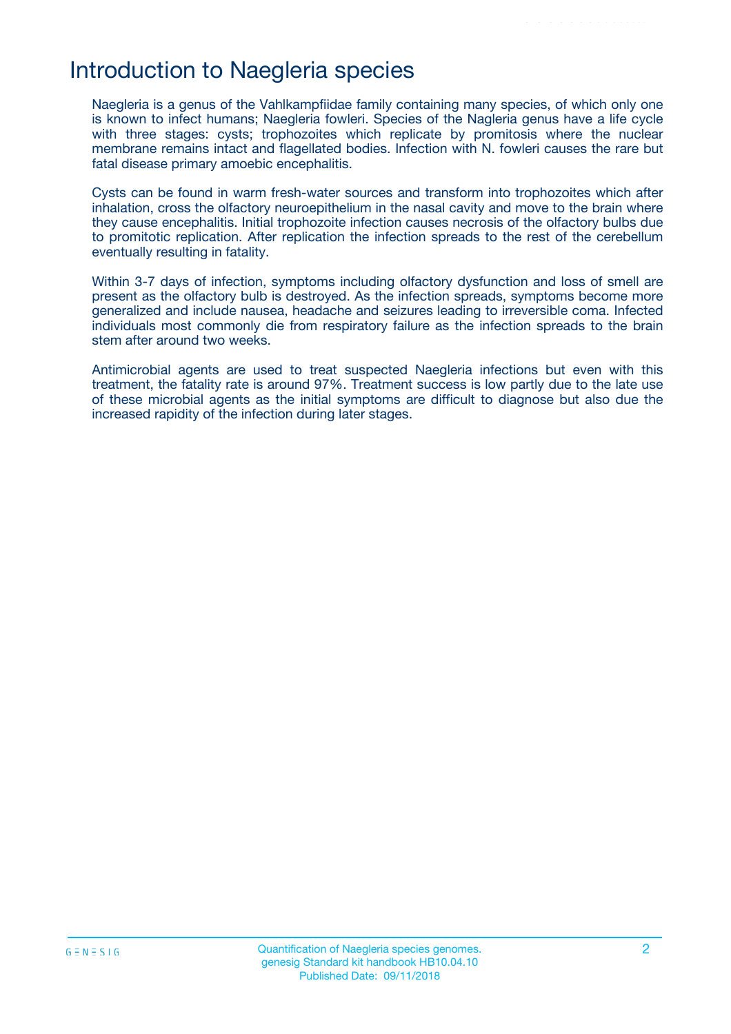# Introduction to Naegleria species

Naegleria is a genus of the Vahlkampfiidae family containing many species, of which only one is known to infect humans; Naegleria fowleri. Species of the Nagleria genus have a life cycle with three stages: cysts; trophozoites which replicate by promitosis where the nuclear membrane remains intact and flagellated bodies. Infection with N. fowleri causes the rare but fatal disease primary amoebic encephalitis.

Cysts can be found in warm fresh-water sources and transform into trophozoites which after inhalation, cross the olfactory neuroepithelium in the nasal cavity and move to the brain where they cause encephalitis. Initial trophozoite infection causes necrosis of the olfactory bulbs due to promitotic replication. After replication the infection spreads to the rest of the cerebellum eventually resulting in fatality.

Within 3-7 days of infection, symptoms including olfactory dysfunction and loss of smell are present as the olfactory bulb is destroyed. As the infection spreads, symptoms become more generalized and include nausea, headache and seizures leading to irreversible coma. Infected individuals most commonly die from respiratory failure as the infection spreads to the brain stem after around two weeks.

Antimicrobial agents are used to treat suspected Naegleria infections but even with this treatment, the fatality rate is around 97%. Treatment success is low partly due to the late use of these microbial agents as the initial symptoms are difficult to diagnose but also due the increased rapidity of the infection during later stages.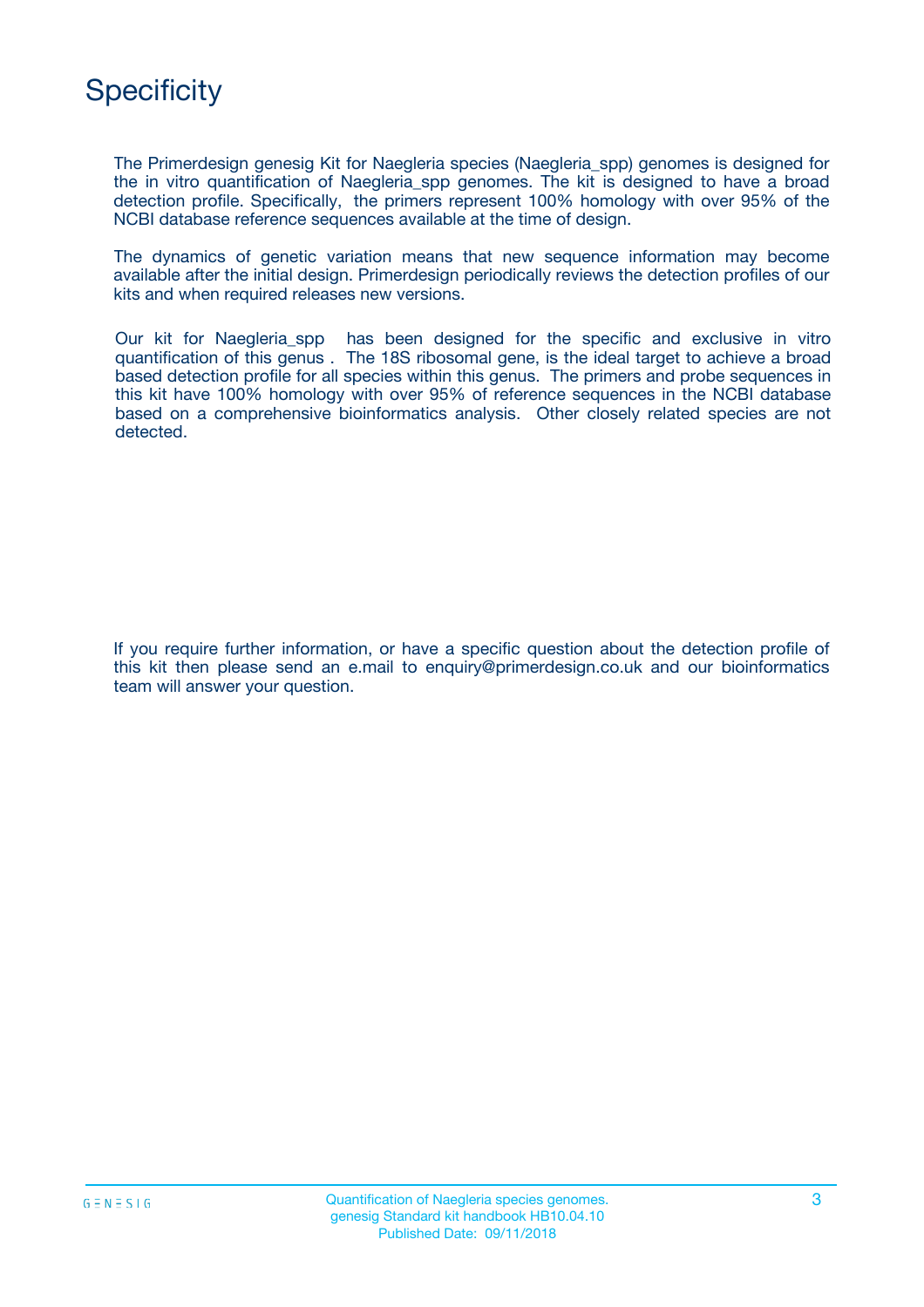# Specificity

The Primerdesign genesig Kit for Naegleria species (Naegleria_spp) genomes is designed for the in vitro quantification of Naegleria_spp genomes. The kit is designed to have a broad detection profile. Specifically, the primers represent 100% homology with over 95% of the NCBI database reference sequences available at the time of design.

The dynamics of genetic variation means that new sequence information may become available after the initial design. Primerdesign periodically reviews the detection profiles of our kits and when required releases new versions.

Our kit for Naegleria_spp has been designed for the specific and exclusive in vitro quantification of this genus . The 18S ribosomal gene, is the ideal target to achieve a broad based detection profile for all species within this genus. The primers and probe sequences in this kit have 100% homology with over 95% of reference sequences in the NCBI database based on a comprehensive bioinformatics analysis. Other closely related species are not detected.

If you require further information, or have a specific question about the detection profile of this kit then please send an e.mail to enquiry@primerdesign.co.uk and our bioinformatics team will answer your question.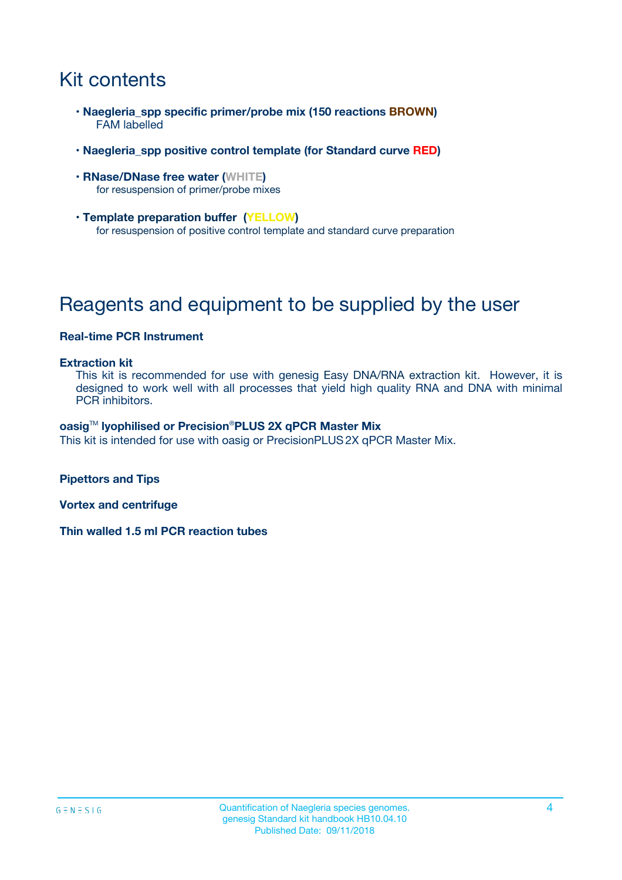# Kit contents

- **Naegleria_spp specific primer/probe mix (150 reactions BROWN)**
  FAM labelled
- **Naegleria_spp positive control template (for Standard curve RED)**
- **RNase/DNase free water (WHITE)**
  for resuspension of primer/probe mixes
- **Template preparation buffer (YELLOW)**
  for resuspension of positive control template and standard curve preparation

# Reagents and equipment to be supplied by the user

**Real-time PCR Instrument**

**Extraction kit**
This kit is recommended for use with genesig Easy DNA/RNA extraction kit. However, it is designed to work well with all processes that yield high quality RNA and DNA with minimal PCR inhibitors.

**oasig™ lyophilised or Precision®PLUS 2X qPCR Master Mix**
This kit is intended for use with oasig or PrecisionPLUS 2X qPCR Master Mix.

**Pipettors and Tips**

**Vortex and centrifuge**

**Thin walled 1.5 ml PCR reaction tubes**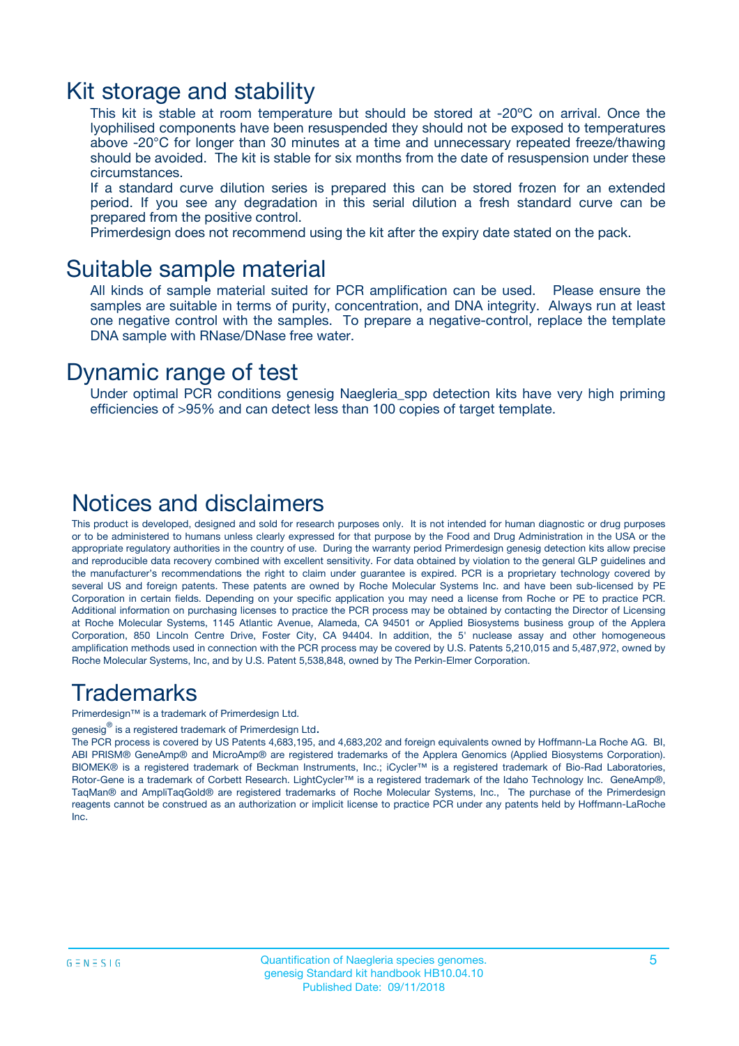# Kit storage and stability

This kit is stable at room temperature but should be stored at -20ºC on arrival. Once the lyophilised components have been resuspended they should not be exposed to temperatures above -20°C for longer than 30 minutes at a time and unnecessary repeated freeze/thawing should be avoided. The kit is stable for six months from the date of resuspension under these circumstances.

If a standard curve dilution series is prepared this can be stored frozen for an extended period. If you see any degradation in this serial dilution a fresh standard curve can be prepared from the positive control.

Primerdesign does not recommend using the kit after the expiry date stated on the pack.

# Suitable sample material

All kinds of sample material suited for PCR amplification can be used. Please ensure the samples are suitable in terms of purity, concentration, and DNA integrity. Always run at least one negative control with the samples. To prepare a negative-control, replace the template DNA sample with RNase/DNase free water.

# Dynamic range of test

Under optimal PCR conditions genesig Naegleria_spp detection kits have very high priming efficiencies of >95% and can detect less than 100 copies of target template.

# Notices and disclaimers

This product is developed, designed and sold for research purposes only. It is not intended for human diagnostic or drug purposes or to be administered to humans unless clearly expressed for that purpose by the Food and Drug Administration in the USA or the appropriate regulatory authorities in the country of use. During the warranty period Primerdesign genesig detection kits allow precise and reproducible data recovery combined with excellent sensitivity. For data obtained by violation to the general GLP guidelines and the manufacturer's recommendations the right to claim under guarantee is expired. PCR is a proprietary technology covered by several US and foreign patents. These patents are owned by Roche Molecular Systems Inc. and have been sub-licensed by PE Corporation in certain fields. Depending on your specific application you may need a license from Roche or PE to practice PCR. Additional information on purchasing licenses to practice the PCR process may be obtained by contacting the Director of Licensing at Roche Molecular Systems, 1145 Atlantic Avenue, Alameda, CA 94501 or Applied Biosystems business group of the Applera Corporation, 850 Lincoln Centre Drive, Foster City, CA 94404. In addition, the 5' nuclease assay and other homogeneous amplification methods used in connection with the PCR process may be covered by U.S. Patents 5,210,015 and 5,487,972, owned by Roche Molecular Systems, Inc, and by U.S. Patent 5,538,848, owned by The Perkin-Elmer Corporation.

# Trademarks

Primerdesign™ is a trademark of Primerdesign Ltd.

genesig® is a registered trademark of Primerdesign Ltd.

The PCR process is covered by US Patents 4,683,195, and 4,683,202 and foreign equivalents owned by Hoffmann-La Roche AG. BI, ABI PRISM® GeneAmp® and MicroAmp® are registered trademarks of the Applera Genomics (Applied Biosystems Corporation). BIOMEK® is a registered trademark of Beckman Instruments, Inc.; iCycler™ is a registered trademark of Bio-Rad Laboratories, Rotor-Gene is a trademark of Corbett Research. LightCycler™ is a registered trademark of the Idaho Technology Inc. GeneAmp®, TaqMan® and AmpliTaqGold® are registered trademarks of Roche Molecular Systems, Inc., The purchase of the Primerdesign reagents cannot be construed as an authorization or implicit license to practice PCR under any patents held by Hoffmann-LaRoche Inc.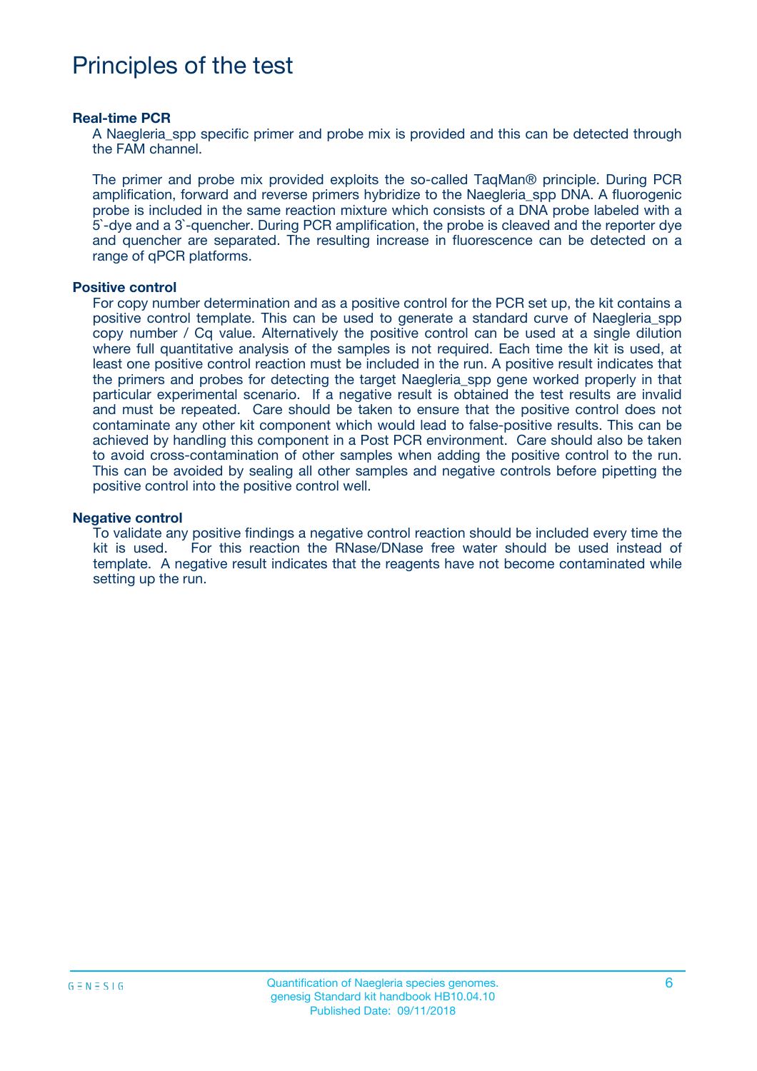# Principles of the test

### Real-time PCR

A Naegleria_spp specific primer and probe mix is provided and this can be detected through the FAM channel.

The primer and probe mix provided exploits the so-called TaqMan® principle. During PCR amplification, forward and reverse primers hybridize to the Naegleria_spp DNA. A fluorogenic probe is included in the same reaction mixture which consists of a DNA probe labeled with a 5`-dye and a 3`-quencher. During PCR amplification, the probe is cleaved and the reporter dye and quencher are separated. The resulting increase in fluorescence can be detected on a range of qPCR platforms.

### Positive control

For copy number determination and as a positive control for the PCR set up, the kit contains a positive control template. This can be used to generate a standard curve of Naegleria_spp copy number / Cq value. Alternatively the positive control can be used at a single dilution where full quantitative analysis of the samples is not required. Each time the kit is used, at least one positive control reaction must be included in the run. A positive result indicates that the primers and probes for detecting the target Naegleria_spp gene worked properly in that particular experimental scenario. If a negative result is obtained the test results are invalid and must be repeated. Care should be taken to ensure that the positive control does not contaminate any other kit component which would lead to false-positive results. This can be achieved by handling this component in a Post PCR environment. Care should also be taken to avoid cross-contamination of other samples when adding the positive control to the run. This can be avoided by sealing all other samples and negative controls before pipetting the positive control into the positive control well.

### Negative control

To validate any positive findings a negative control reaction should be included every time the kit is used. For this reaction the RNase/DNase free water should be used instead of template. A negative result indicates that the reagents have not become contaminated while setting up the run.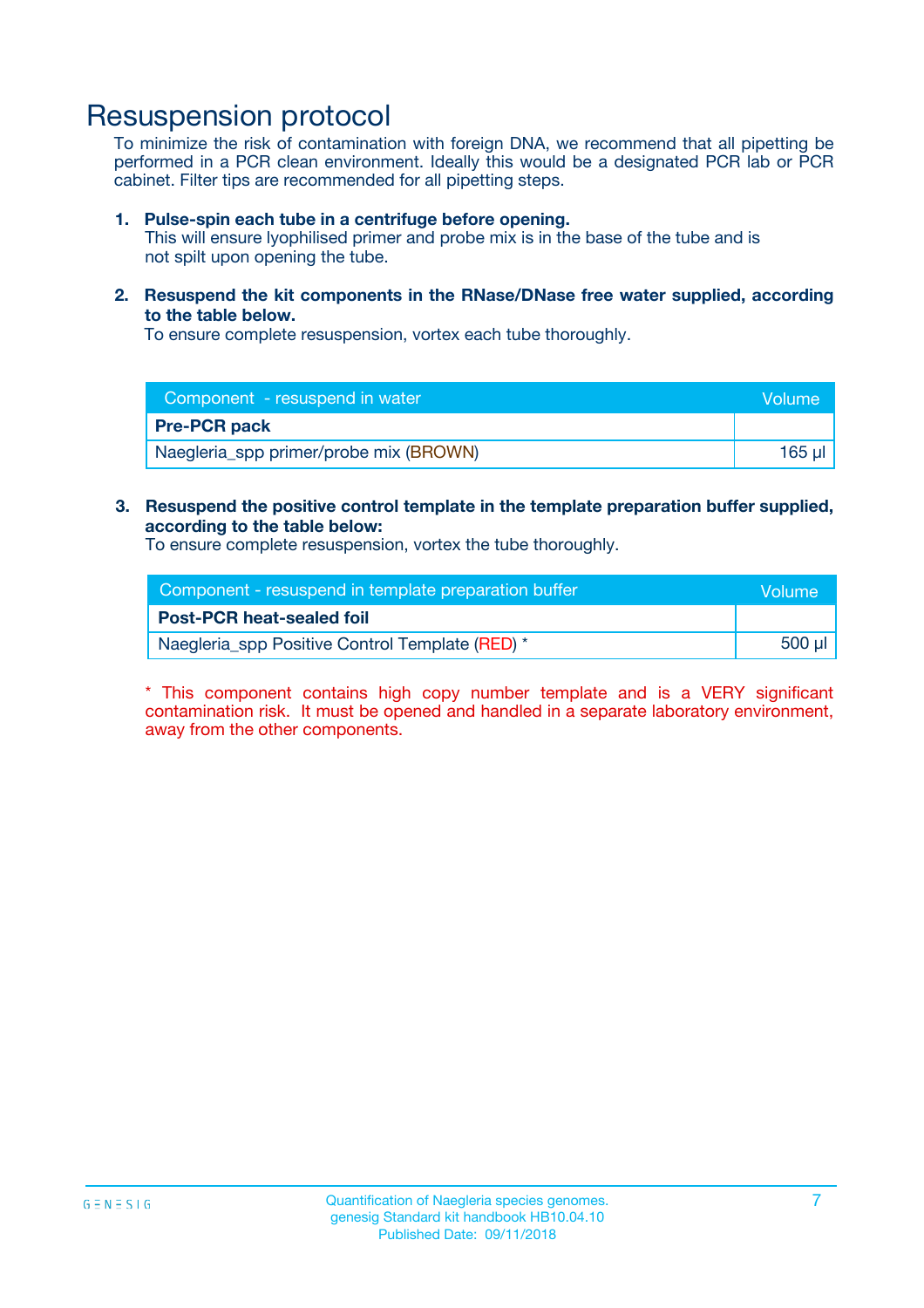# Resuspension protocol

To minimize the risk of contamination with foreign DNA, we recommend that all pipetting be performed in a PCR clean environment. Ideally this would be a designated PCR lab or PCR cabinet. Filter tips are recommended for all pipetting steps.

1. **Pulse-spin each tube in a centrifuge before opening.**
   This will ensure lyophilised primer and probe mix is in the base of the tube and is not spilt upon opening the tube.

2. **Resuspend the kit components in the RNase/DNase free water supplied, according to the table below.**
   To ensure complete resuspension, vortex each tube thoroughly.

| Component - resuspend in water | Volume |
|---|---|
| **Pre-PCR pack** | |
| Naegleria_spp primer/probe mix (BROWN) | 165 µl |

3. **Resuspend the positive control template in the template preparation buffer supplied, according to the table below:**
   To ensure complete resuspension, vortex the tube thoroughly.

| Component - resuspend in template preparation buffer | Volume |
|---|---|
| **Post-PCR heat-sealed foil** | |
| Naegleria_spp Positive Control Template (RED) * | 500 µl |

* This component contains high copy number template and is a VERY significant contamination risk. It must be opened and handled in a separate laboratory environment, away from the other components.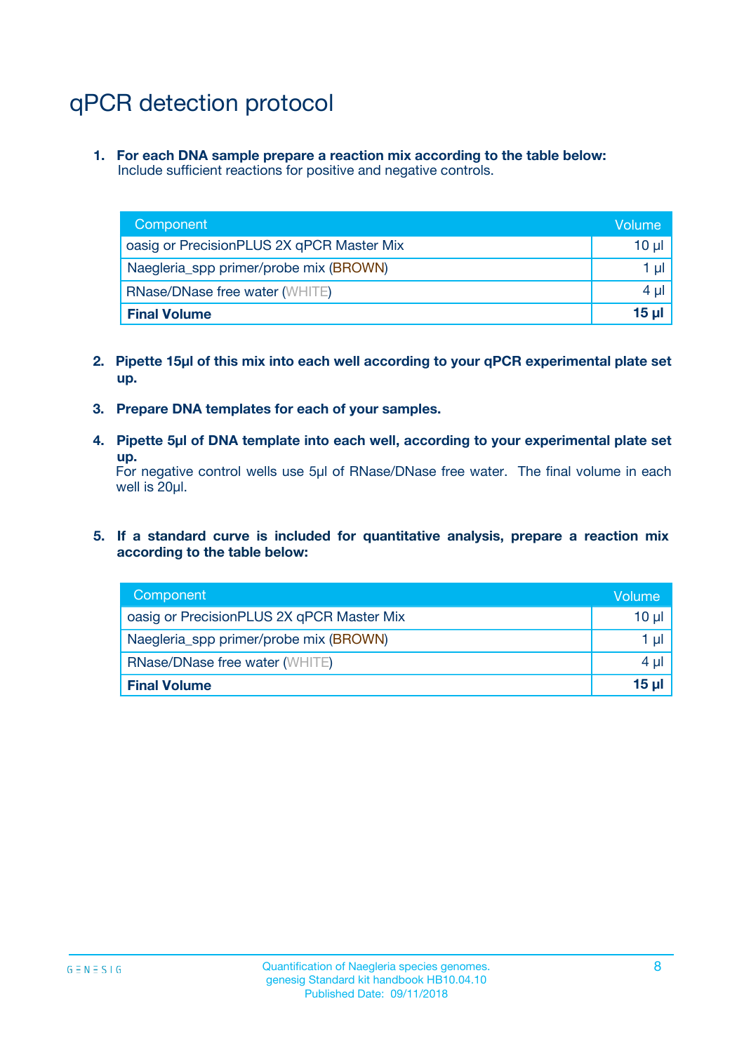# qPCR detection protocol

1. **For each DNA sample prepare a reaction mix according to the table below:**
   Include sufficient reactions for positive and negative controls.

| Component | Volume |
|---|---|
| oasig or PrecisionPLUS 2X qPCR Master Mix | 10 µl |
| Naegleria_spp primer/probe mix (BROWN) | 1 µl |
| RNase/DNase free water (WHITE) | 4 µl |
| **Final Volume** | **15 µl** |

2. **Pipette 15µl of this mix into each well according to your qPCR experimental plate set up.**

3. **Prepare DNA templates for each of your samples.**

4. **Pipette 5µl of DNA template into each well, according to your experimental plate set up.**
   For negative control wells use 5µl of RNase/DNase free water. The final volume in each well is 20µl.

5. **If a standard curve is included for quantitative analysis, prepare a reaction mix according to the table below:**

| Component | Volume |
|---|---|
| oasig or PrecisionPLUS 2X qPCR Master Mix | 10 µl |
| Naegleria_spp primer/probe mix (BROWN) | 1 µl |
| RNase/DNase free water (WHITE) | 4 µl |
| **Final Volume** | **15 µl** |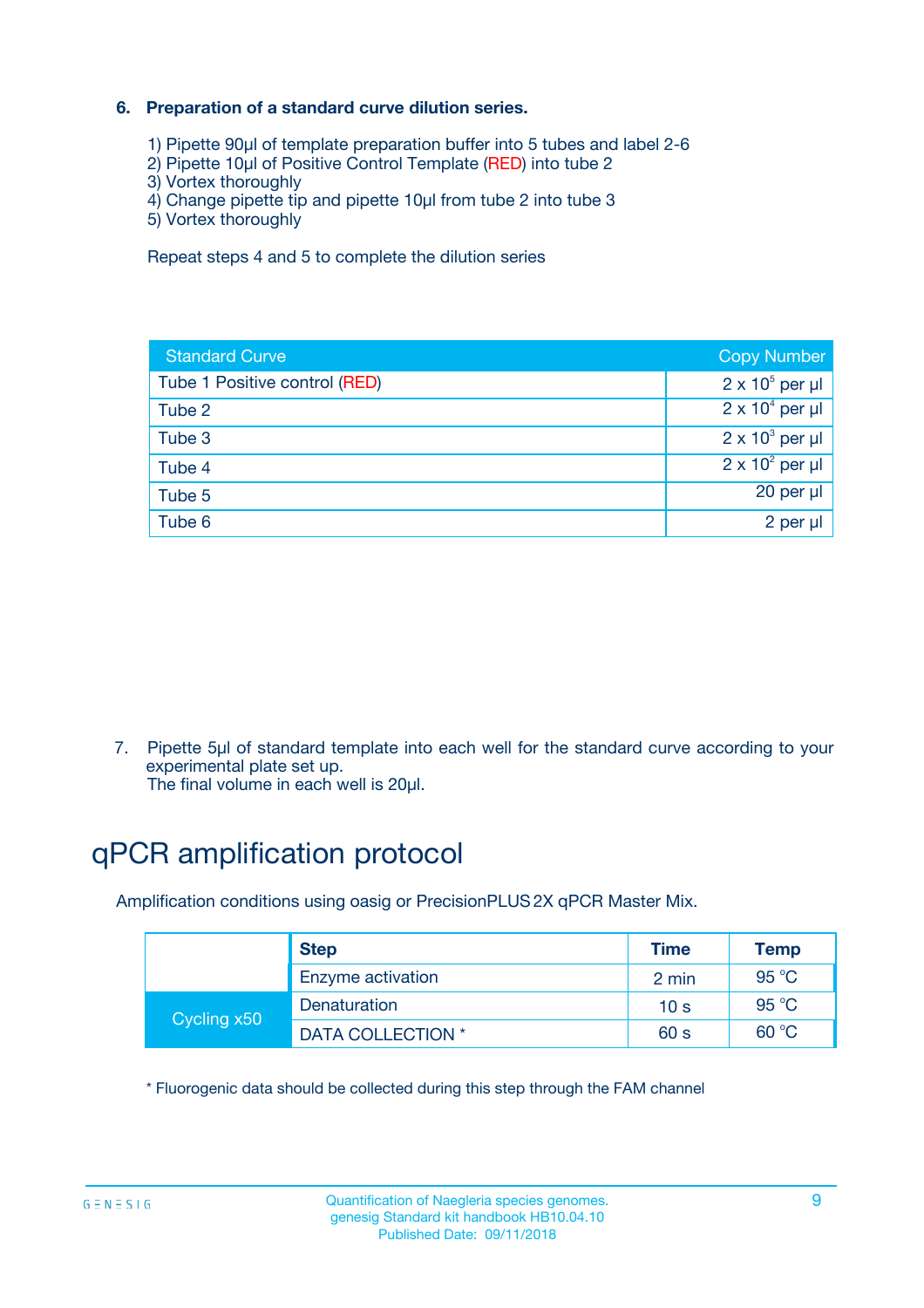### 6. Preparation of a standard curve dilution series.

1) Pipette 90µl of template preparation buffer into 5 tubes and label 2-6
2) Pipette 10µl of Positive Control Template (RED) into tube 2
3) Vortex thoroughly
4) Change pipette tip and pipette 10µl from tube 2 into tube 3
5) Vortex thoroughly

Repeat steps 4 and 5 to complete the dilution series

| Standard Curve | Copy Number |
|---|---|
| Tube 1 Positive control (RED) | $2 \times 10^5$ per µl |
| Tube 2 | $2 \times 10^4$ per µl |
| Tube 3 | $2 \times 10^3$ per µl |
| Tube 4 | $2 \times 10^2$ per µl |
| Tube 5 | 20 per µl |
| Tube 6 | 2 per µl |

7. Pipette 5µl of standard template into each well for the standard curve according to your experimental plate set up.
The final volume in each well is 20µl.

# qPCR amplification protocol

Amplification conditions using oasig or PrecisionPLUS 2X qPCR Master Mix.

| | Step | Time | Temp |
|---|---|---|---|
| | Enzyme activation | 2 min | 95 °C |
| Cycling x50 | Denaturation | 10 s | 95 °C |
| | DATA COLLECTION * | 60 s | 60 °C |

* Fluorogenic data should be collected during this step through the FAM channel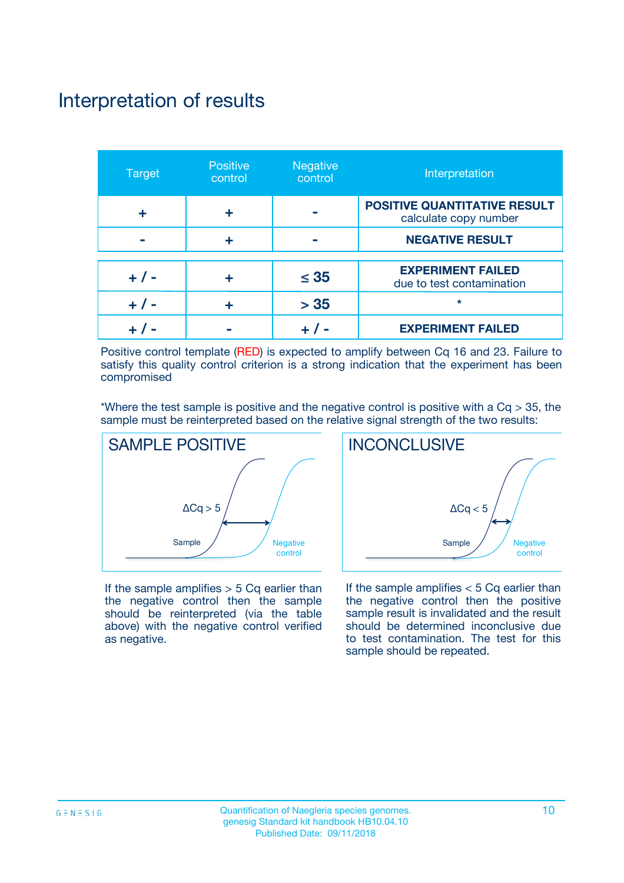# Interpretation of results

| Target | Positive control | Negative control | Interpretation |
|---|---|---|---|
| + | + | - | **POSITIVE QUANTITATIVE RESULT** calculate copy number |
| - | + | - | **NEGATIVE RESULT** |
| + / - | + | ≤ 35 | **EXPERIMENT FAILED** due to test contamination |
| + / - | + | > 35 | * |
| + / - | - | + / - | **EXPERIMENT FAILED** |

Positive control template (RED) is expected to amplify between Cq 16 and 23. Failure to satisfy this quality control criterion is a strong indication that the experiment has been compromised

*Where the test sample is positive and the negative control is positive with a Cq > 35, the sample must be reinterpreted based on the relative signal strength of the two results:

## SAMPLE POSITIVE

ΔCq > 5

Sample

Negative control

If the sample amplifies > 5 Cq earlier than the negative control then the sample should be reinterpreted (via the table above) with the negative control verified as negative.

## INCONCLUSIVE

ΔCq < 5

Sample

Negative control

If the sample amplifies < 5 Cq earlier than the negative control then the positive sample result is invalidated and the result should be determined inconclusive due to test contamination. The test for this sample should be repeated.